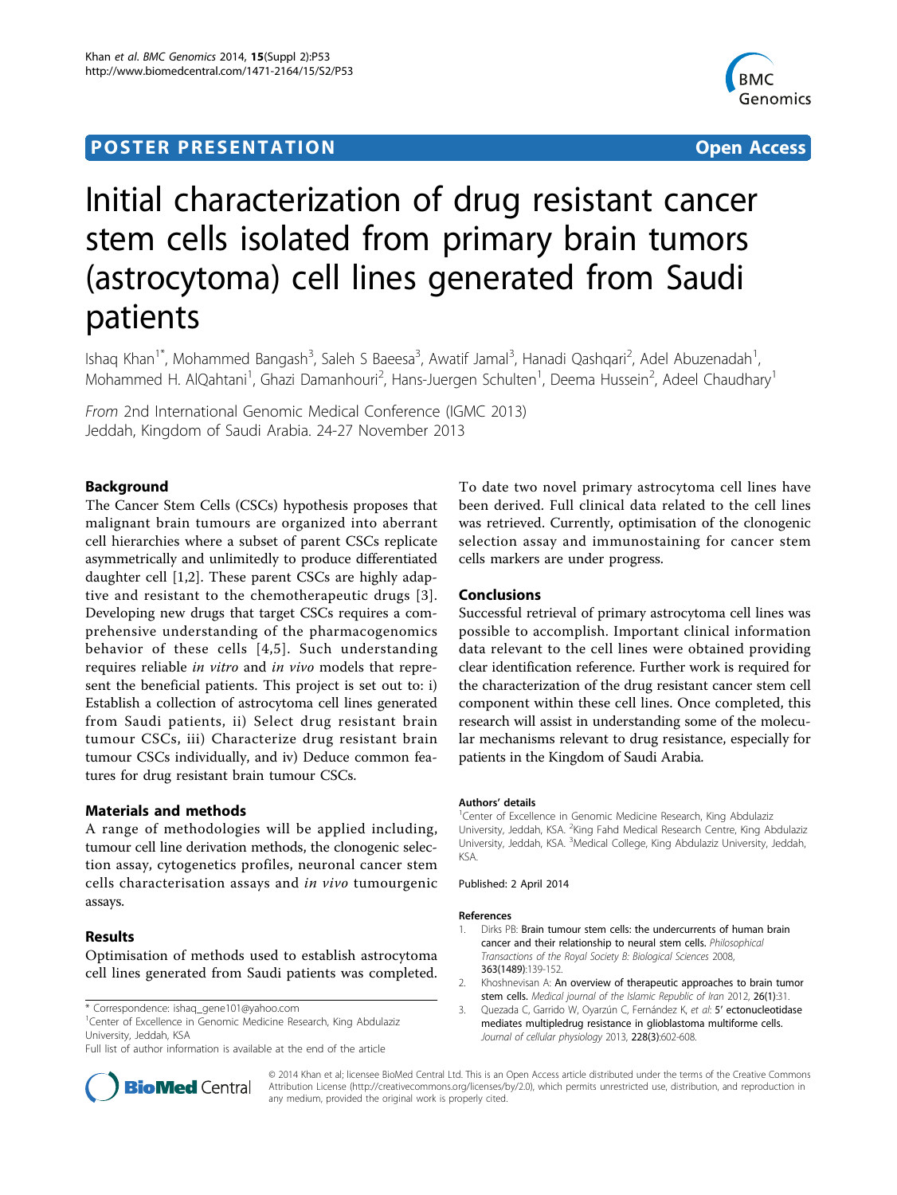**POSTER PRESENTATION** **Open Access**

# Initial characterization of drug resistant cancer stem cells isolated from primary brain tumors (astrocytoma) cell lines generated from Saudi patients

Ishaq Khan[1*], Mohammed Bangash[3], Saleh S Baeesa[3], Awatif Jamal[3], Hanadi Qashqari[2], Adel Abuzenadah[1], Mohammed H. AlQahtani[1], Ghazi Damanhouri[2], Hans-Juergen Schulten[1], Deema Hussein[2], Adeel Chaudhary[1]

*From* 2nd International Genomic Medical Conference (IGMC 2013)
Jeddah, Kingdom of Saudi Arabia. 24-27 November 2013

## Background

The Cancer Stem Cells (CSCs) hypothesis proposes that malignant brain tumours are organized into aberrant cell hierarchies where a subset of parent CSCs replicate asymmetrically and unlimitedly to produce differentiated daughter cell [1,2]. These parent CSCs are highly adaptive and resistant to the chemotherapeutic drugs [3]. Developing new drugs that target CSCs requires a comprehensive understanding of the pharmacogenomics behavior of these cells [4,5]. Such understanding requires reliable *in vitro* and *in vivo* models that represent the beneficial patients. This project is set out to: i) Establish a collection of astrocytoma cell lines generated from Saudi patients, ii) Select drug resistant brain tumour CSCs, iii) Characterize drug resistant brain tumour CSCs individually, and iv) Deduce common features for drug resistant brain tumour CSCs.

## Materials and methods

A range of methodologies will be applied including, tumour cell line derivation methods, the clonogenic selection assay, cytogenetics profiles, neuronal cancer stem cells characterisation assays and *in vivo* tumourgenic assays.

## Results

Optimisation of methods used to establish astrocytoma cell lines generated from Saudi patients was completed. To date two novel primary astrocytoma cell lines have been derived. Full clinical data related to the cell lines was retrieved. Currently, optimisation of the clonogenic selection assay and immunostaining for cancer stem cells markers are under progress.

## Conclusions

Successful retrieval of primary astrocytoma cell lines was possible to accomplish. Important clinical information data relevant to the cell lines were obtained providing clear identification reference. Further work is required for the characterization of the drug resistant cancer stem cell component within these cell lines. Once completed, this research will assist in understanding some of the molecular mechanisms relevant to drug resistance, especially for patients in the Kingdom of Saudi Arabia.

* Correspondence: ishaq_gene101@yahoo.com
[1]Center of Excellence in Genomic Medicine Research, King Abdulaziz University, Jeddah, KSA
Full list of author information is available at the end of the article

### Authors' details

[1]Center of Excellence in Genomic Medicine Research, King Abdulaziz University, Jeddah, KSA. [2]King Fahd Medical Research Centre, King Abdulaziz University, Jeddah, KSA. [3]Medical College, King Abdulaziz University, Jeddah, KSA.

Published: 2 April 2014

### References

1. Dirks PB: **Brain tumour stem cells: the undercurrents of human brain cancer and their relationship to neural stem cells.** *Philosophical Transactions of the Royal Society B: Biological Sciences* 2008, **363(1489)**:139-152.
2. Khoshnevisan A: **An overview of therapeutic approaches to brain tumor stem cells.** *Medical journal of the Islamic Republic of Iran* 2012, **26(1)**:31.
3. Quezada C, Garrido W, Oyarzún C, Fernández K, *et al*: **5' ectonucleotidase mediates multipledrug resistance in glioblastoma multiforme cells.** *Journal of cellular physiology* 2013, **228(3)**:602-608.

© 2014 Khan et al; licensee BioMed Central Ltd. This is an Open Access article distributed under the terms of the Creative Commons Attribution License (http://creativecommons.org/licenses/by/2.0), which permits unrestricted use, distribution, and reproduction in any medium, provided the original work is properly cited.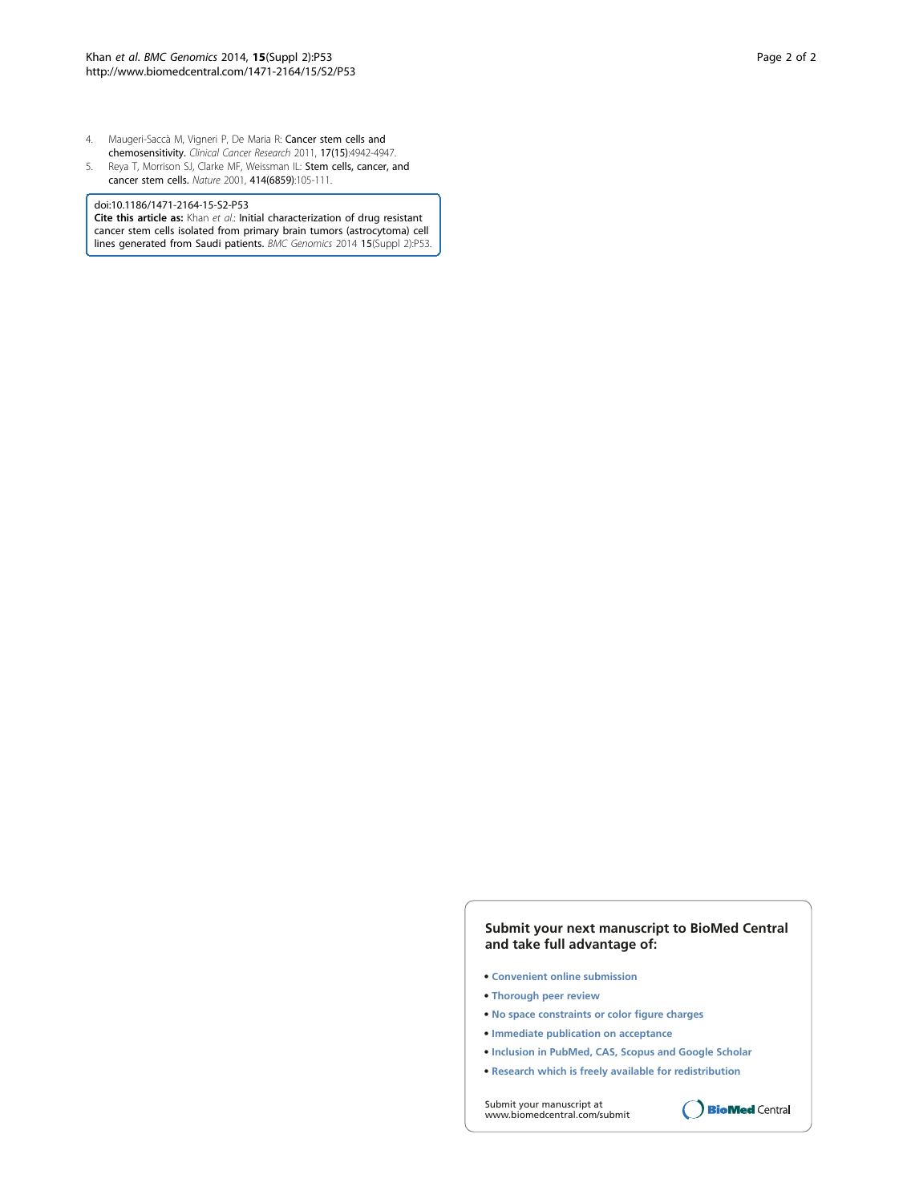4. Maugeri-Saccà M, Vigneri P, De Maria R: **Cancer stem cells and chemosensitivity.** *Clinical Cancer Research* 2011, **17(15)**:4942-4947.
5. Reya T, Morrison SJ, Clarke MF, Weissman IL: **Stem cells, cancer, and cancer stem cells.** *Nature* 2001, **414(6859)**:105-111.

doi:10.1186/1471-2164-15-S2-P53
**Cite this article as:** Khan *et al.*: Initial characterization of drug resistant cancer stem cells isolated from primary brain tumors (astrocytoma) cell lines generated from Saudi patients. *BMC Genomics* 2014 **15**(Suppl 2):P53.

**Submit your next manuscript to BioMed Central and take full advantage of:**

- **Convenient online submission**
- **Thorough peer review**
- **No space constraints or color figure charges**
- **Immediate publication on acceptance**
- **Inclusion in PubMed, CAS, Scopus and Google Scholar**
- **Research which is freely available for redistribution**

Submit your manuscript at
www.biomedcentral.com/submit

BioMed Central